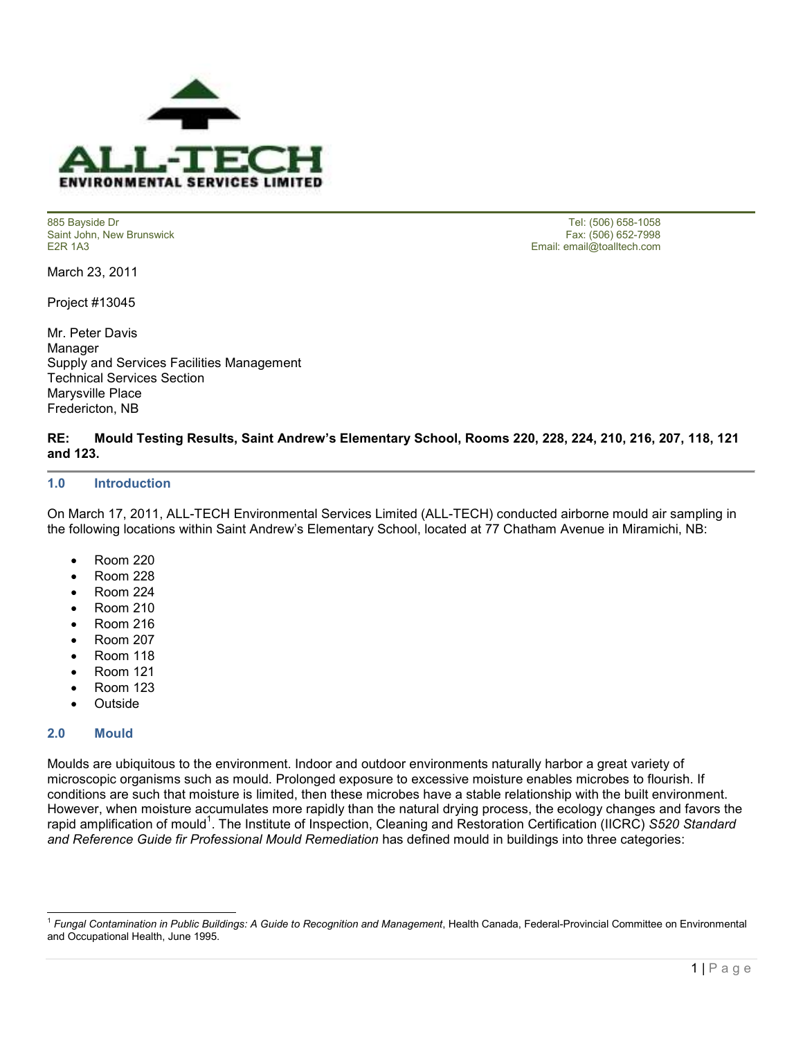**ALL-TECH**
**ENVIRONMENTAL SERVICES LIMITED**

885 Bayside Dr
Saint John, New Brunswick
E2R 1A3

Tel: (506) 658-1058
Fax: (506) 652-7998
Email: email@toalltech.com

March 23, 2011

Project #13045

Mr. Peter Davis
Manager
Supply and Services Facilities Management
Technical Services Section
Marysville Place
Fredericton, NB

**RE: Mould Testing Results, Saint Andrew's Elementary School, Rooms 220, 228, 224, 210, 216, 207, 118, 121 and 123.**

## 1.0 Introduction

On March 17, 2011, ALL-TECH Environmental Services Limited (ALL-TECH) conducted airborne mould air sampling in the following locations within Saint Andrew's Elementary School, located at 77 Chatham Avenue in Miramichi, NB:

- Room 220
- Room 228
- Room 224
- Room 210
- Room 216
- Room 207
- Room 118
- Room 121
- Room 123
- Outside

## 2.0 Mould

Moulds are ubiquitous to the environment. Indoor and outdoor environments naturally harbor a great variety of microscopic organisms such as mould. Prolonged exposure to excessive moisture enables microbes to flourish. If conditions are such that moisture is limited, then these microbes have a stable relationship with the built environment. However, when moisture accumulates more rapidly than the natural drying process, the ecology changes and favors the rapid amplification of mould[1]. The Institute of Inspection, Cleaning and Restoration Certification (IICRC) *S520 Standard and Reference Guide fir Professional Mould Remediation* has defined mould in buildings into three categories:

[1] *Fungal Contamination in Public Buildings: A Guide to Recognition and Management*, Health Canada, Federal-Provincial Committee on Environmental and Occupational Health, June 1995.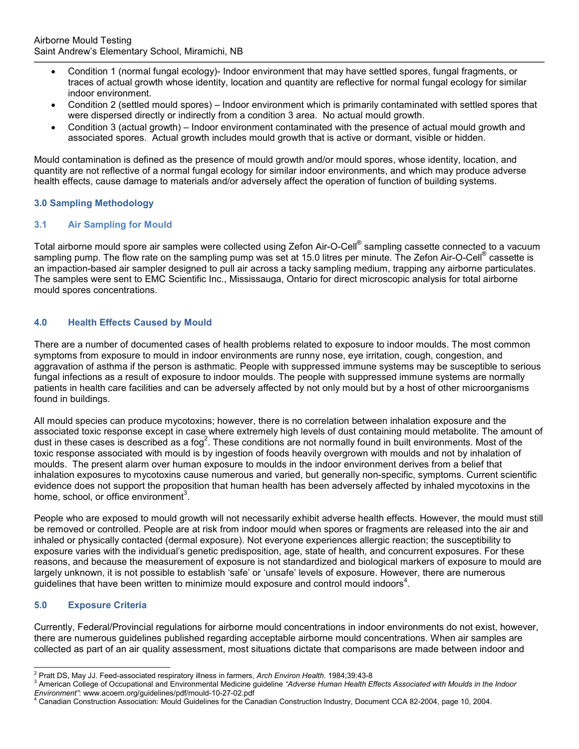- Condition 1 (normal fungal ecology)- Indoor environment that may have settled spores, fungal fragments, or traces of actual growth whose identity, location and quantity are reflective for normal fungal ecology for similar indoor environment.
- Condition 2 (settled mould spores) – Indoor environment which is primarily contaminated with settled spores that were dispersed directly or indirectly from a condition 3 area. No actual mould growth.
- Condition 3 (actual growth) – Indoor environment contaminated with the presence of actual mould growth and associated spores. Actual growth includes mould growth that is active or dormant, visible or hidden.

Mould contamination is defined as the presence of mould growth and/or mould spores, whose identity, location, and quantity are not reflective of a normal fungal ecology for similar indoor environments, and which may produce adverse health effects, cause damage to materials and/or adversely affect the operation of function of building systems.

## 3.0 Sampling Methodology

### 3.1 Air Sampling for Mould

Total airborne mould spore air samples were collected using Zefon Air-O-Cell® sampling cassette connected to a vacuum sampling pump. The flow rate on the sampling pump was set at 15.0 litres per minute. The Zefon Air-O-Cell® cassette is an impaction-based air sampler designed to pull air across a tacky sampling medium, trapping any airborne particulates. The samples were sent to EMC Scientific Inc., Mississauga, Ontario for direct microscopic analysis for total airborne mould spores concentrations.

## 4.0 Health Effects Caused by Mould

There are a number of documented cases of health problems related to exposure to indoor moulds. The most common symptoms from exposure to mould in indoor environments are runny nose, eye irritation, cough, congestion, and aggravation of asthma if the person is asthmatic. People with suppressed immune systems may be susceptible to serious fungal infections as a result of exposure to indoor moulds. The people with suppressed immune systems are normally patients in health care facilities and can be adversely affected by not only mould but by a host of other microorganisms found in buildings.

All mould species can produce mycotoxins; however, there is no correlation between inhalation exposure and the associated toxic response except in case where extremely high levels of dust containing mould metabolite. The amount of dust in these cases is described as a fog[2]. These conditions are not normally found in built environments. Most of the toxic response associated with mould is by ingestion of foods heavily overgrown with moulds and not by inhalation of moulds. The present alarm over human exposure to moulds in the indoor environment derives from a belief that inhalation exposures to mycotoxins cause numerous and varied, but generally non-specific, symptoms. Current scientific evidence does not support the proposition that human health has been adversely affected by inhaled mycotoxins in the home, school, or office environment[3].

People who are exposed to mould growth will not necessarily exhibit adverse health effects. However, the mould must still be removed or controlled. People are at risk from indoor mould when spores or fragments are released into the air and inhaled or physically contacted (dermal exposure). Not everyone experiences allergic reaction; the susceptibility to exposure varies with the individual's genetic predisposition, age, state of health, and concurrent exposures. For these reasons, and because the measurement of exposure is not standardized and biological markers of exposure to mould are largely unknown, it is not possible to establish 'safe' or 'unsafe' levels of exposure. However, there are numerous guidelines that have been written to minimize mould exposure and control mould indoors[4].

## 5.0 Exposure Criteria

Currently, Federal/Provincial regulations for airborne mould concentrations in indoor environments do not exist, however, there are numerous guidelines published regarding acceptable airborne mould concentrations. When air samples are collected as part of an air quality assessment, most situations dictate that comparisons are made between indoor and

---

[2] Pratt DS, May JJ. Feed-associated respiratory illness in farmers, *Arch Environ Health.* 1984;39:43-8

[3] American College of Occupational and Environmental Medicine guideline *"Adverse Human Health Effects Associated with Moulds in the Indoor Environment"*: www.acoem.org/guidelines/pdf/mould-10-27-02.pdf

[4] Canadian Construction Association: Mould Guidelines for the Canadian Construction Industry, Document CCA 82-2004, page 10, 2004.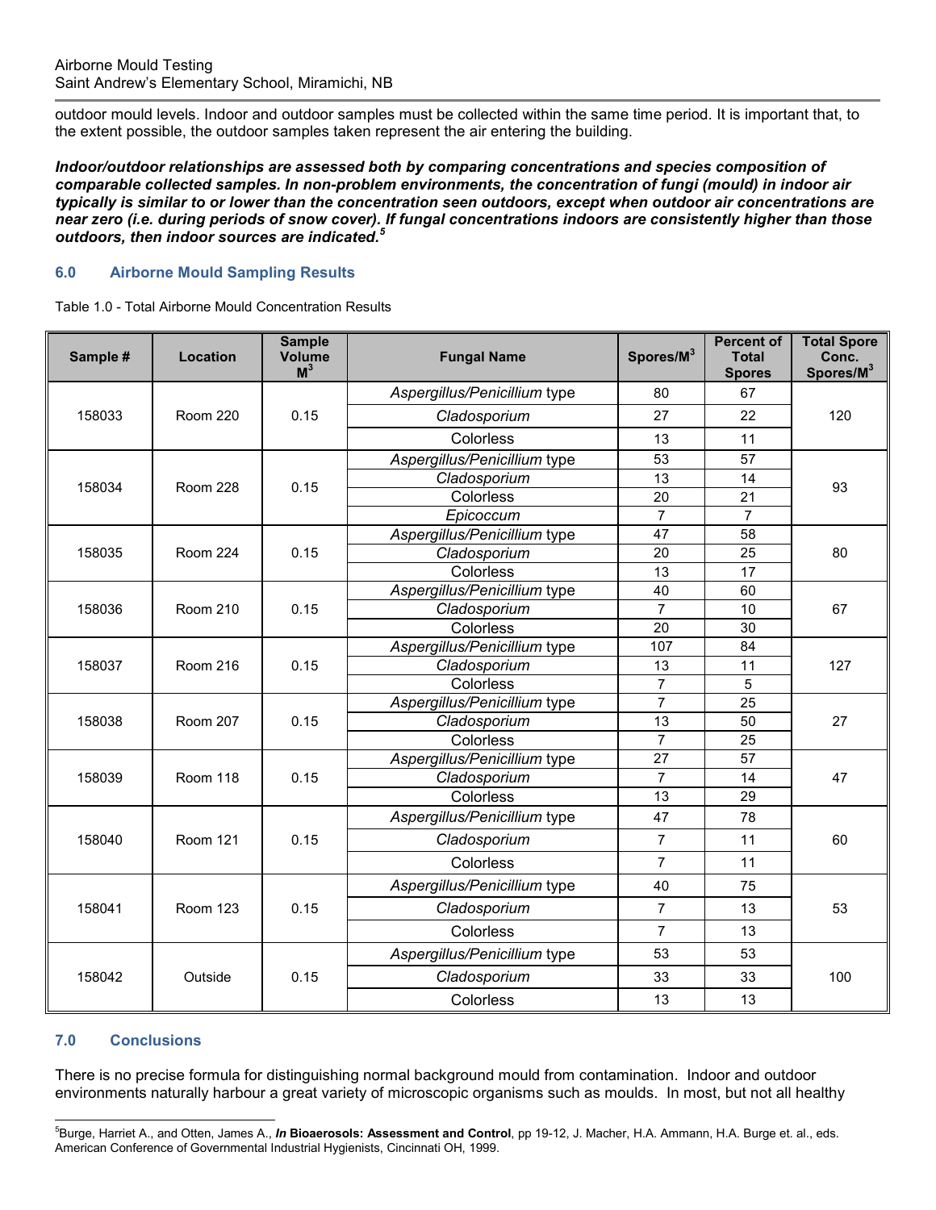outdoor mould levels. Indoor and outdoor samples must be collected within the same time period. It is important that, to the extent possible, the outdoor samples taken represent the air entering the building.

***Indoor/outdoor relationships are assessed both by comparing concentrations and species composition of comparable collected samples. In non-problem environments, the concentration of fungi (mould) in indoor air typically is similar to or lower than the concentration seen outdoors, except when outdoor air concentrations are near zero (i.e. during periods of snow cover). If fungal concentrations indoors are consistently higher than those outdoors, then indoor sources are indicated.[5]***

## 6.0 Airborne Mould Sampling Results

Table 1.0 - Total Airborne Mould Concentration Results

| Sample # | Location | Sample Volume $M^3$ | Fungal Name | Spores/$M^3$ | Percent of Total Spores | Total Spore Conc. Spores/$M^3$ |
|---|---|---|---|---|---|---|
| 158033 | Room 220 | 0.15 | *Aspergillus/Penicillium* type | 80 | 67 | 120 |
| | | | *Cladosporium* | 27 | 22 | |
| | | | Colorless | 13 | 11 | |
| 158034 | Room 228 | 0.15 | *Aspergillus/Penicillium* type | 53 | 57 | 93 |
| | | | *Cladosporium* | 13 | 14 | |
| | | | Colorless | 20 | 21 | |
| | | | *Epicoccum* | 7 | 7 | |
| 158035 | Room 224 | 0.15 | *Aspergillus/Penicillium* type | 47 | 58 | 80 |
| | | | *Cladosporium* | 20 | 25 | |
| | | | Colorless | 13 | 17 | |
| 158036 | Room 210 | 0.15 | *Aspergillus/Penicillium* type | 40 | 60 | 67 |
| | | | *Cladosporium* | 7 | 10 | |
| | | | Colorless | 20 | 30 | |
| 158037 | Room 216 | 0.15 | *Aspergillus/Penicillium* type | 107 | 84 | 127 |
| | | | *Cladosporium* | 13 | 11 | |
| | | | Colorless | 7 | 5 | |
| 158038 | Room 207 | 0.15 | *Aspergillus/Penicillium* type | 7 | 25 | 27 |
| | | | *Cladosporium* | 13 | 50 | |
| | | | Colorless | 7 | 25 | |
| 158039 | Room 118 | 0.15 | *Aspergillus/Penicillium* type | 27 | 57 | 47 |
| | | | *Cladosporium* | 7 | 14 | |
| | | | Colorless | 13 | 29 | |
| 158040 | Room 121 | 0.15 | *Aspergillus/Penicillium* type | 47 | 78 | 60 |
| | | | *Cladosporium* | 7 | 11 | |
| | | | Colorless | 7 | 11 | |
| 158041 | Room 123 | 0.15 | *Aspergillus/Penicillium* type | 40 | 75 | 53 |
| | | | *Cladosporium* | 7 | 13 | |
| | | | Colorless | 7 | 13 | |
| 158042 | Outside | 0.15 | *Aspergillus/Penicillium* type | 53 | 53 | 100 |
| | | | *Cladosporium* | 33 | 33 | |
| | | | Colorless | 13 | 13 | |

## 7.0 Conclusions

There is no precise formula for distinguishing normal background mould from contamination. Indoor and outdoor environments naturally harbour a great variety of microscopic organisms such as moulds. In most, but not all healthy

[5]Burge, Harriet A., and Otten, James A., ***In* Bioaerosols: Assessment and Control**, pp 19-12, J. Macher, H.A. Ammann, H.A. Burge et. al., eds. American Conference of Governmental Industrial Hygienists, Cincinnati OH, 1999.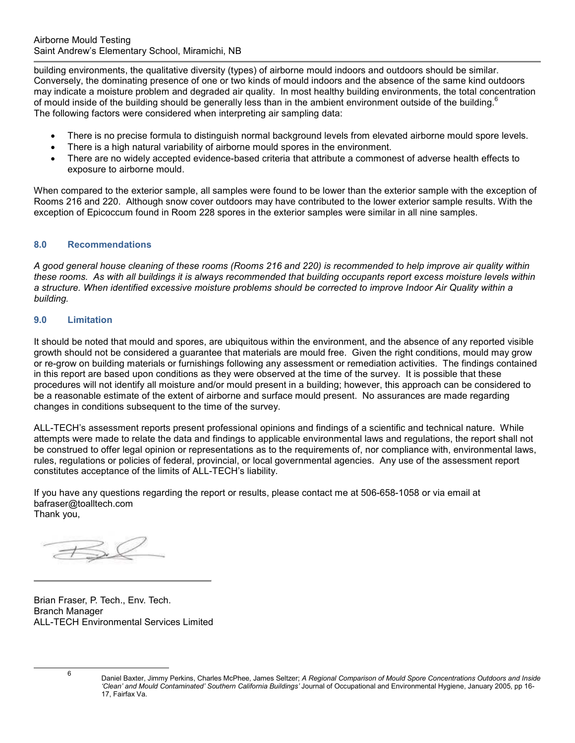building environments, the qualitative diversity (types) of airborne mould indoors and outdoors should be similar. Conversely, the dominating presence of one or two kinds of mould indoors and the absence of the same kind outdoors may indicate a moisture problem and degraded air quality. In most healthy building environments, the total concentration of mould inside of the building should be generally less than in the ambient environment outside of the building.[6]
The following factors were considered when interpreting air sampling data:

- There is no precise formula to distinguish normal background levels from elevated airborne mould spore levels.
- There is a high natural variability of airborne mould spores in the environment.
- There are no widely accepted evidence-based criteria that attribute a commonest of adverse health effects to exposure to airborne mould.

When compared to the exterior sample, all samples were found to be lower than the exterior sample with the exception of Rooms 216 and 220. Although snow cover outdoors may have contributed to the lower exterior sample results. With the exception of Epicoccum found in Room 228 spores in the exterior samples were similar in all nine samples.

## 8.0 Recommendations

*A good general house cleaning of these rooms (Rooms 216 and 220) is recommended to help improve air quality within these rooms. As with all buildings it is always recommended that building occupants report excess moisture levels within a structure. When identified excessive moisture problems should be corrected to improve Indoor Air Quality within a building.*

## 9.0 Limitation

It should be noted that mould and spores, are ubiquitous within the environment, and the absence of any reported visible growth should not be considered a guarantee that materials are mould free. Given the right conditions, mould may grow or re-grow on building materials or furnishings following any assessment or remediation activities. The findings contained in this report are based upon conditions as they were observed at the time of the survey. It is possible that these procedures will not identify all moisture and/or mould present in a building; however, this approach can be considered to be a reasonable estimate of the extent of airborne and surface mould present. No assurances are made regarding changes in conditions subsequent to the time of the survey.

ALL-TECH's assessment reports present professional opinions and findings of a scientific and technical nature. While attempts were made to relate the data and findings to applicable environmental laws and regulations, the report shall not be construed to offer legal opinion or representations as to the requirements of, nor compliance with, environmental laws, rules, regulations or policies of federal, provincial, or local governmental agencies. Any use of the assessment report constitutes acceptance of the limits of ALL-TECH's liability.

If you have any questions regarding the report or results, please contact me at 506-658-1058 or via email at bafraser@toalltech.com
Thank you,

Brian Fraser, P. Tech., Env. Tech.
Branch Manager
ALL-TECH Environmental Services Limited

[6] Daniel Baxter, Jimmy Perkins, Charles McPhee, James Seltzer; *A Regional Comparison of Mould Spore Concentrations Outdoors and Inside 'Clean' and Mould Contaminated' Southern California Buildings'* Journal of Occupational and Environmental Hygiene, January 2005, pp 16-17, Fairfax Va.